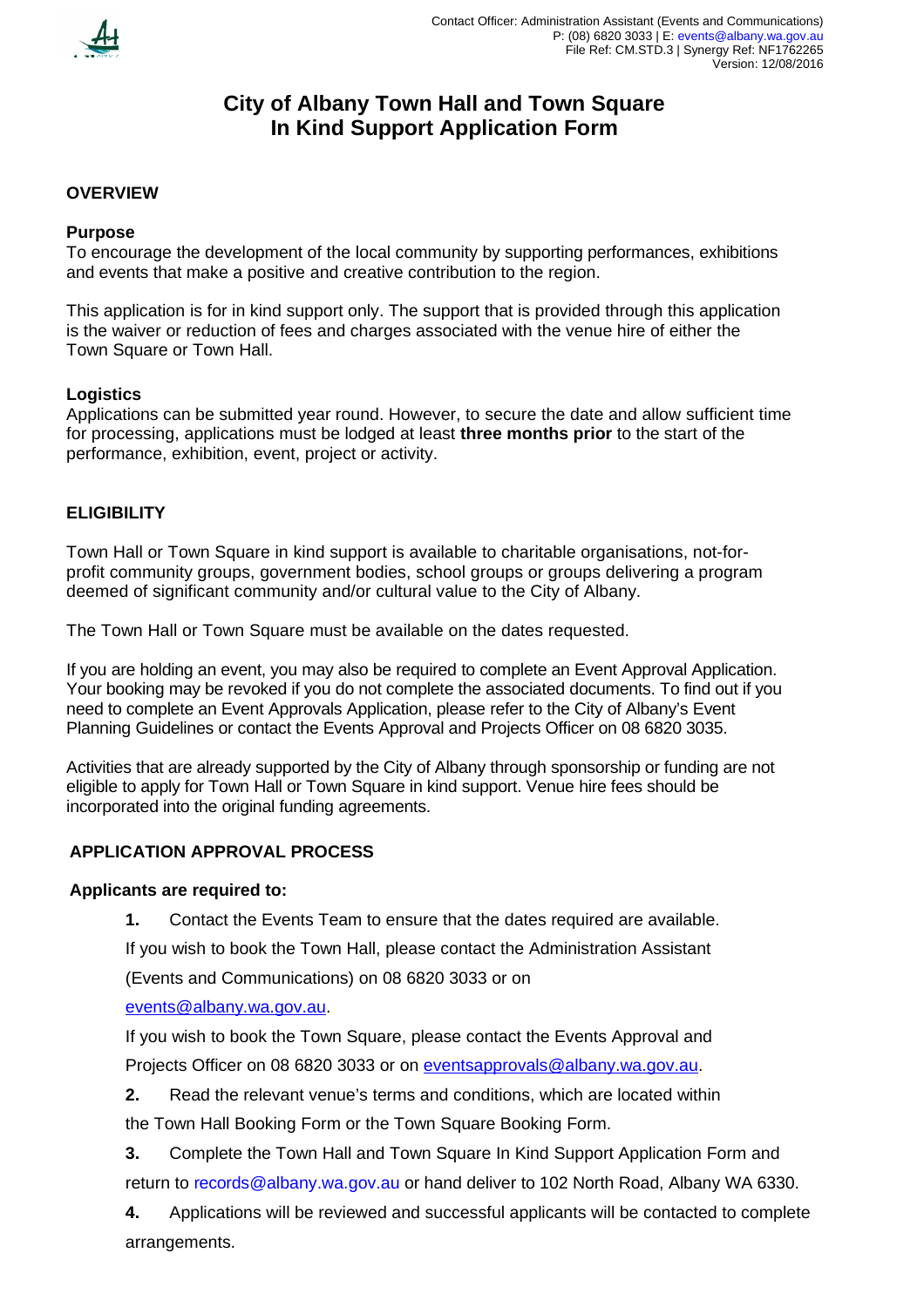Contact Officer: Administration Assistant (Events and Communications)
P: (08) 6820 3033 | E: events@albany.wa.gov.au
File Ref: CM.STD.3 | Synergy Ref: NF1762265
Version: 12/08/2016

# City of Albany Town Hall and Town Square In Kind Support Application Form

## OVERVIEW

### Purpose

To encourage the development of the local community by supporting performances, exhibitions and events that make a positive and creative contribution to the region.

This application is for in kind support only. The support that is provided through this application is the waiver or reduction of fees and charges associated with the venue hire of either the Town Square or Town Hall.

### Logistics

Applications can be submitted year round. However, to secure the date and allow sufficient time for processing, applications must be lodged at least **three months prior** to the start of the performance, exhibition, event, project or activity.

## ELIGIBILITY

Town Hall or Town Square in kind support is available to charitable organisations, not-for-profit community groups, government bodies, school groups or groups delivering a program deemed of significant community and/or cultural value to the City of Albany.

The Town Hall or Town Square must be available on the dates requested.

If you are holding an event, you may also be required to complete an Event Approval Application. Your booking may be revoked if you do not complete the associated documents. To find out if you need to complete an Event Approvals Application, please refer to the City of Albany's Event Planning Guidelines or contact the Events Approval and Projects Officer on 08 6820 3035.

Activities that are already supported by the City of Albany through sponsorship or funding are not eligible to apply for Town Hall or Town Square in kind support. Venue hire fees should be incorporated into the original funding agreements.

## APPLICATION APPROVAL PROCESS

**Applicants are required to:**

1. Contact the Events Team to ensure that the dates required are available.
   If you wish to book the Town Hall, please contact the Administration Assistant (Events and Communications) on 08 6820 3033 or on events@albany.wa.gov.au.
   If you wish to book the Town Square, please contact the Events Approval and Projects Officer on 08 6820 3033 or on eventsapprovals@albany.wa.gov.au.
2. Read the relevant venue's terms and conditions, which are located within the Town Hall Booking Form or the Town Square Booking Form.
3. Complete the Town Hall and Town Square In Kind Support Application Form and return to records@albany.wa.gov.au or hand deliver to 102 North Road, Albany WA 6330.
4. Applications will be reviewed and successful applicants will be contacted to complete arrangements.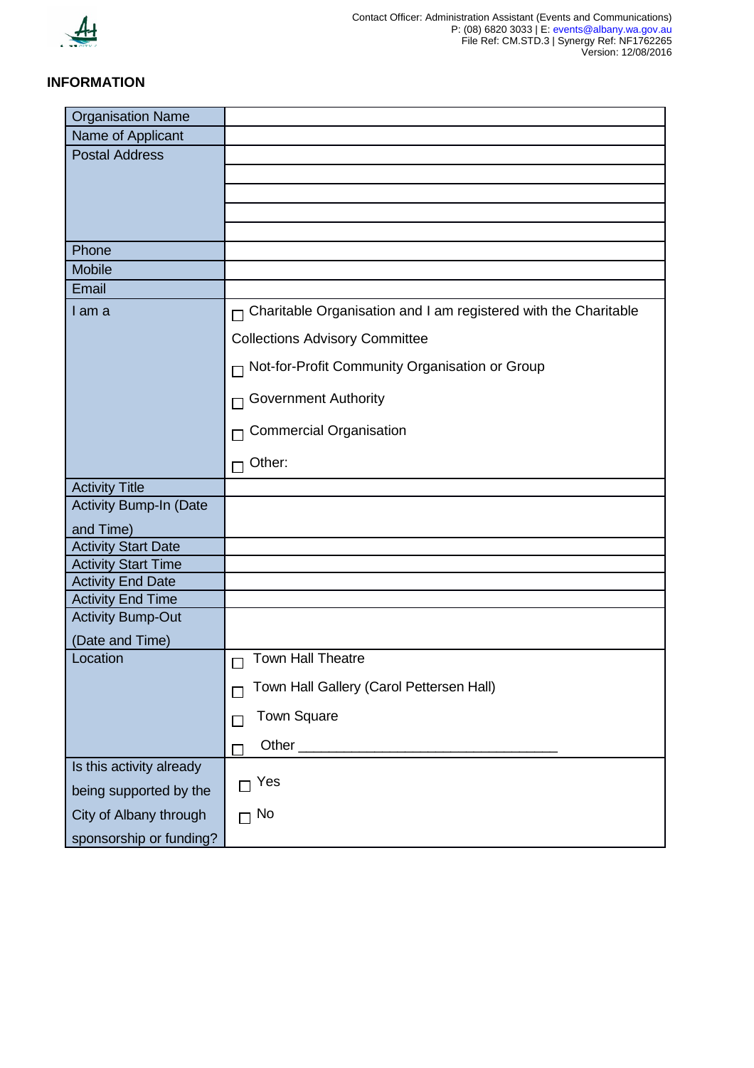Contact Officer: Administration Assistant (Events and Communications)
P: (08) 6820 3033 | E: events@albany.wa.gov.au
File Ref: CM.STD.3 | Synergy Ref: NF1762265
Version: 12/08/2016

## INFORMATION

| Organisation Name | |
|---|---|
| Name of Applicant | |
| Postal Address | |
| | |
| | |
| | |
| | |
| Phone | |
| Mobile | |
| Email | |
| I am a | ☐ Charitable Organisation and I am registered with the Charitable Collections Advisory Committee<br>☐ Not-for-Profit Community Organisation or Group<br>☐ Government Authority<br>☐ Commercial Organisation<br>☐ Other: |
| Activity Title | |
| Activity Bump-In (Date and Time) | |
| Activity Start Date | |
| Activity Start Time | |
| Activity End Date | |
| Activity End Time | |
| Activity Bump-Out (Date and Time) | |
| Location | ☐ Town Hall Theatre<br>☐ Town Hall Gallery (Carol Pettersen Hall)<br>☐ Town Square<br>☐ Other ________________________________ |
| Is this activity already being supported by the City of Albany through sponsorship or funding? | ☐ Yes<br>☐ No |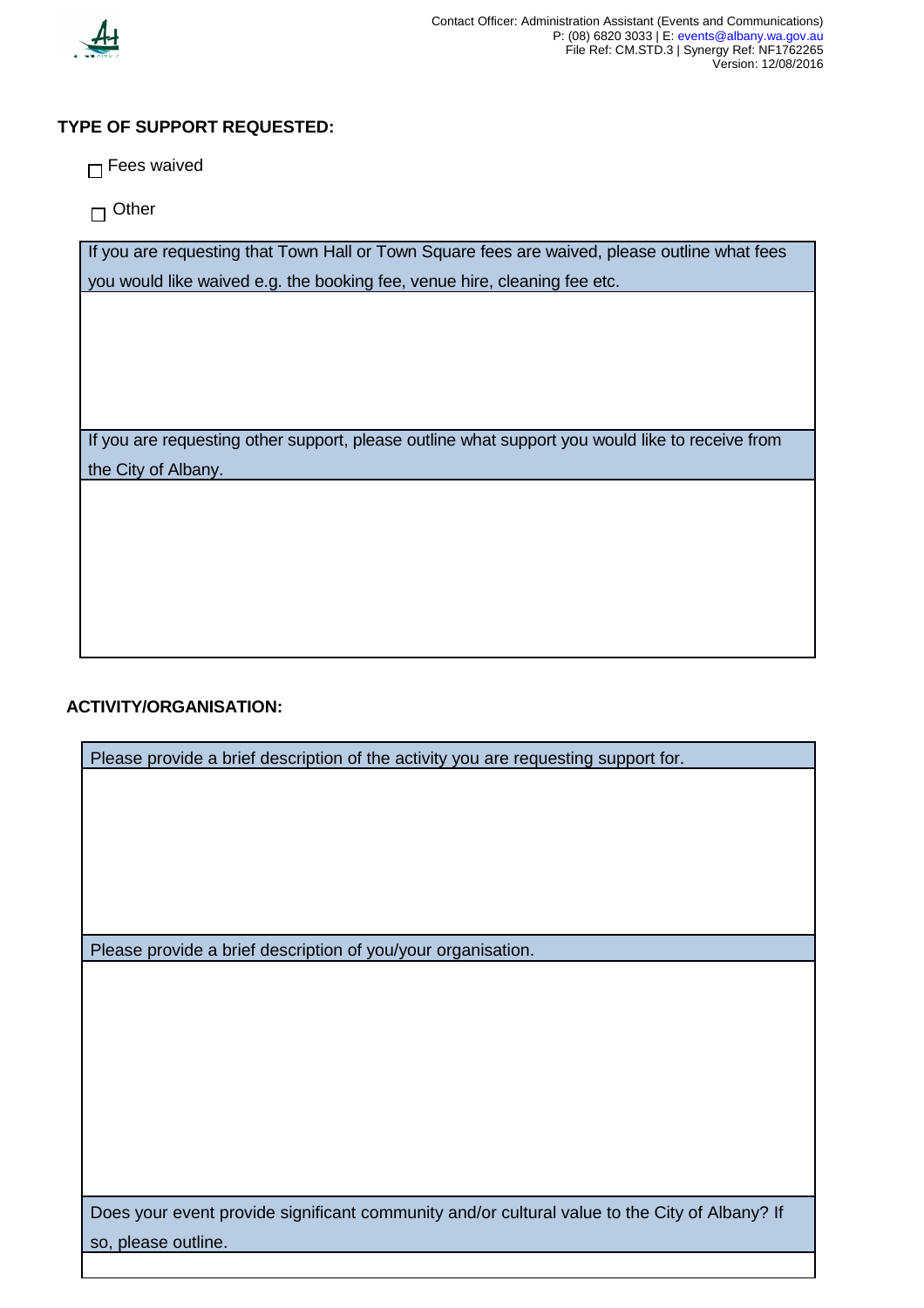## TYPE OF SUPPORT REQUESTED:

☐ Fees waived

☐ Other

| If you are requesting that Town Hall or Town Square fees are waived, please outline what fees you would like waived e.g. the booking fee, venue hire, cleaning fee etc. |
| --- |
| |
| If you are requesting other support, please outline what support you would like to receive from the City of Albany. |
| |

## ACTIVITY/ORGANISATION:

| Please provide a brief description of the activity you are requesting support for. |
| --- |
| |
| Please provide a brief description of you/your organisation. |
| |
| Does your event provide significant community and/or cultural value to the City of Albany? If so, please outline. |
| |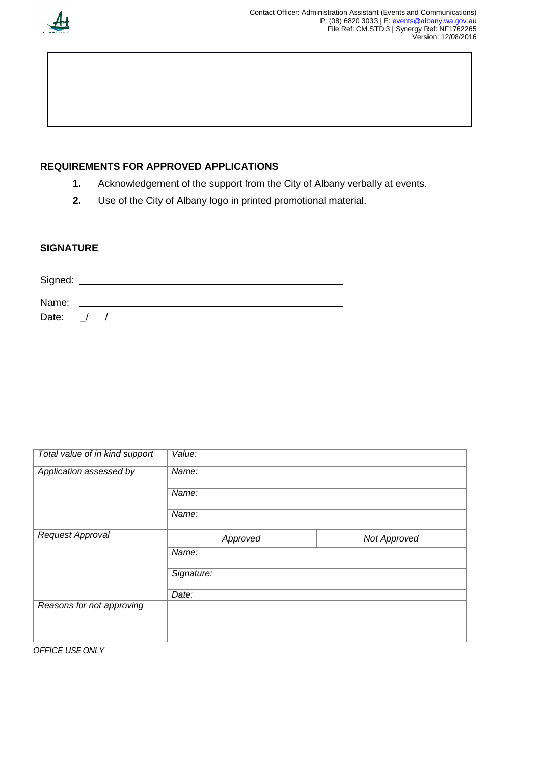Contact Officer: Administration Assistant (Events and Communications)
P: (08) 6820 3033 | E: events@albany.wa.gov.au
File Ref: CM.STD.3 | Synergy Ref: NF1762265
Version: 12/08/2016

## REQUIREMENTS FOR APPROVED APPLICATIONS

1. Acknowledgement of the support from the City of Albany verbally at events.
2. Use of the City of Albany logo in printed promotional material.

## SIGNATURE

Signed: ______________________________

Name: ______________________________

Date: _/___/___

| | | |
|---|---|---|
| *Total value of in kind support* | *Value:* | |
| *Application assessed by* | *Name:* | |
| | *Name:* | |
| | *Name:* | |
| *Request Approval* | *Approved* | *Not Approved* |
| | *Name:* | |
| | *Signature:* | |
| | *Date:* | |
| *Reasons for not approving* | | |

*OFFICE USE ONLY*